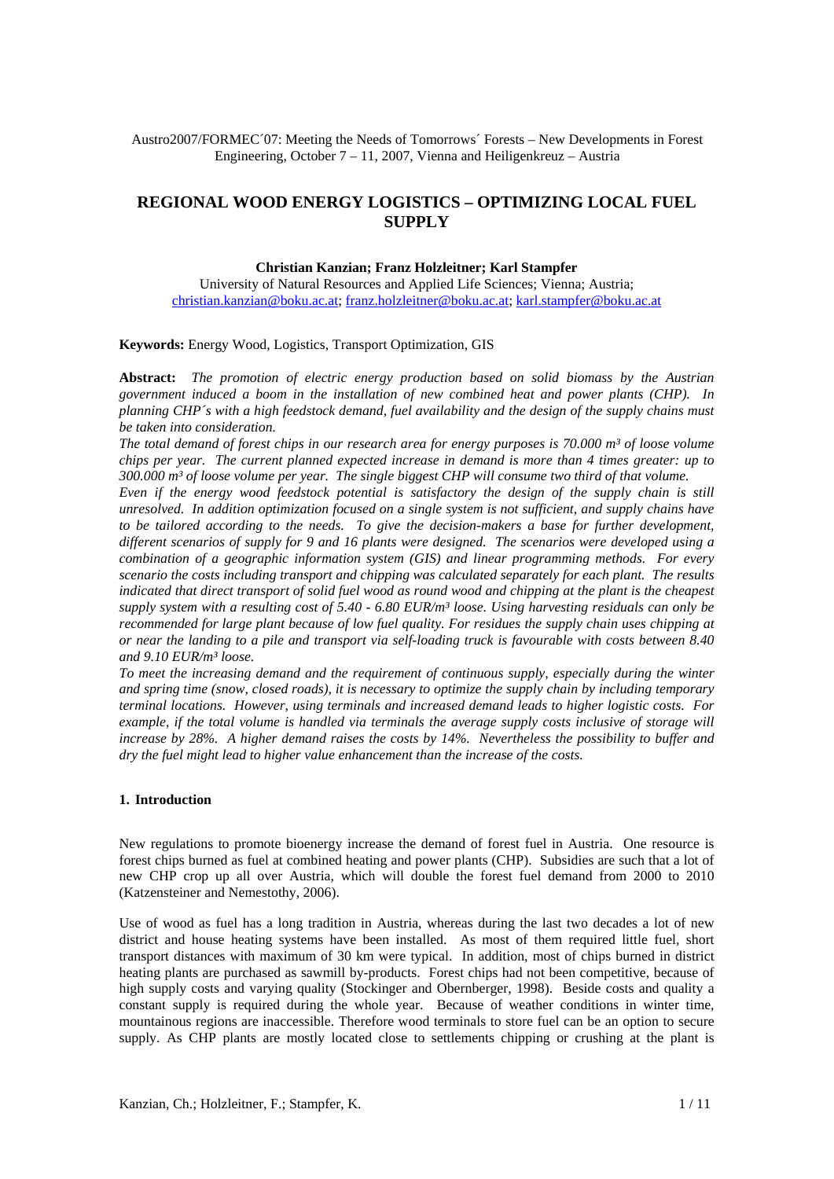Austro2007/FORMEC´07: Meeting the Needs of Tomorrows´ Forests – New Developments in Forest Engineering, October 7 – 11, 2007, Vienna and Heiligenkreuz – Austria

# REGIONAL WOOD ENERGY LOGISTICS – OPTIMIZING LOCAL FUEL SUPPLY

**Christian Kanzian; Franz Holzleitner; Karl Stampfer**

University of Natural Resources and Applied Life Sciences; Vienna; Austria;
christian.kanzian@boku.ac.at; franz.holzleitner@boku.ac.at; karl.stampfer@boku.ac.at

**Keywords:** Energy Wood, Logistics, Transport Optimization, GIS

**Abstract:** *The promotion of electric energy production based on solid biomass by the Austrian government induced a boom in the installation of new combined heat and power plants (CHP). In planning CHP´s with a high feedstock demand, fuel availability and the design of the supply chains must be taken into consideration.*

*The total demand of forest chips in our research area for energy purposes is 70.000 m³ of loose volume chips per year. The current planned expected increase in demand is more than 4 times greater: up to 300.000 m³ of loose volume per year. The single biggest CHP will consume two third of that volume.*

*Even if the energy wood feedstock potential is satisfactory the design of the supply chain is still unresolved. In addition optimization focused on a single system is not sufficient, and supply chains have to be tailored according to the needs. To give the decision-makers a base for further development, different scenarios of supply for 9 and 16 plants were designed. The scenarios were developed using a combination of a geographic information system (GIS) and linear programming methods. For every scenario the costs including transport and chipping was calculated separately for each plant. The results indicated that direct transport of solid fuel wood as round wood and chipping at the plant is the cheapest supply system with a resulting cost of 5.40 - 6.80 EUR/m³ loose. Using harvesting residuals can only be recommended for large plant because of low fuel quality. For residues the supply chain uses chipping at or near the landing to a pile and transport via self-loading truck is favourable with costs between 8.40 and 9.10 EUR/m³ loose.*

*To meet the increasing demand and the requirement of continuous supply, especially during the winter and spring time (snow, closed roads), it is necessary to optimize the supply chain by including temporary terminal locations. However, using terminals and increased demand leads to higher logistic costs. For example, if the total volume is handled via terminals the average supply costs inclusive of storage will increase by 28%. A higher demand raises the costs by 14%. Nevertheless the possibility to buffer and dry the fuel might lead to higher value enhancement than the increase of the costs.*

## 1. Introduction

New regulations to promote bioenergy increase the demand of forest fuel in Austria. One resource is forest chips burned as fuel at combined heating and power plants (CHP). Subsidies are such that a lot of new CHP crop up all over Austria, which will double the forest fuel demand from 2000 to 2010 (Katzensteiner and Nemestothy, 2006).

Use of wood as fuel has a long tradition in Austria, whereas during the last two decades a lot of new district and house heating systems have been installed. As most of them required little fuel, short transport distances with maximum of 30 km were typical. In addition, most of chips burned in district heating plants are purchased as sawmill by-products. Forest chips had not been competitive, because of high supply costs and varying quality (Stockinger and Obernberger, 1998). Beside costs and quality a constant supply is required during the whole year. Because of weather conditions in winter time, mountainous regions are inaccessible. Therefore wood terminals to store fuel can be an option to secure supply. As CHP plants are mostly located close to settlements chipping or crushing at the plant is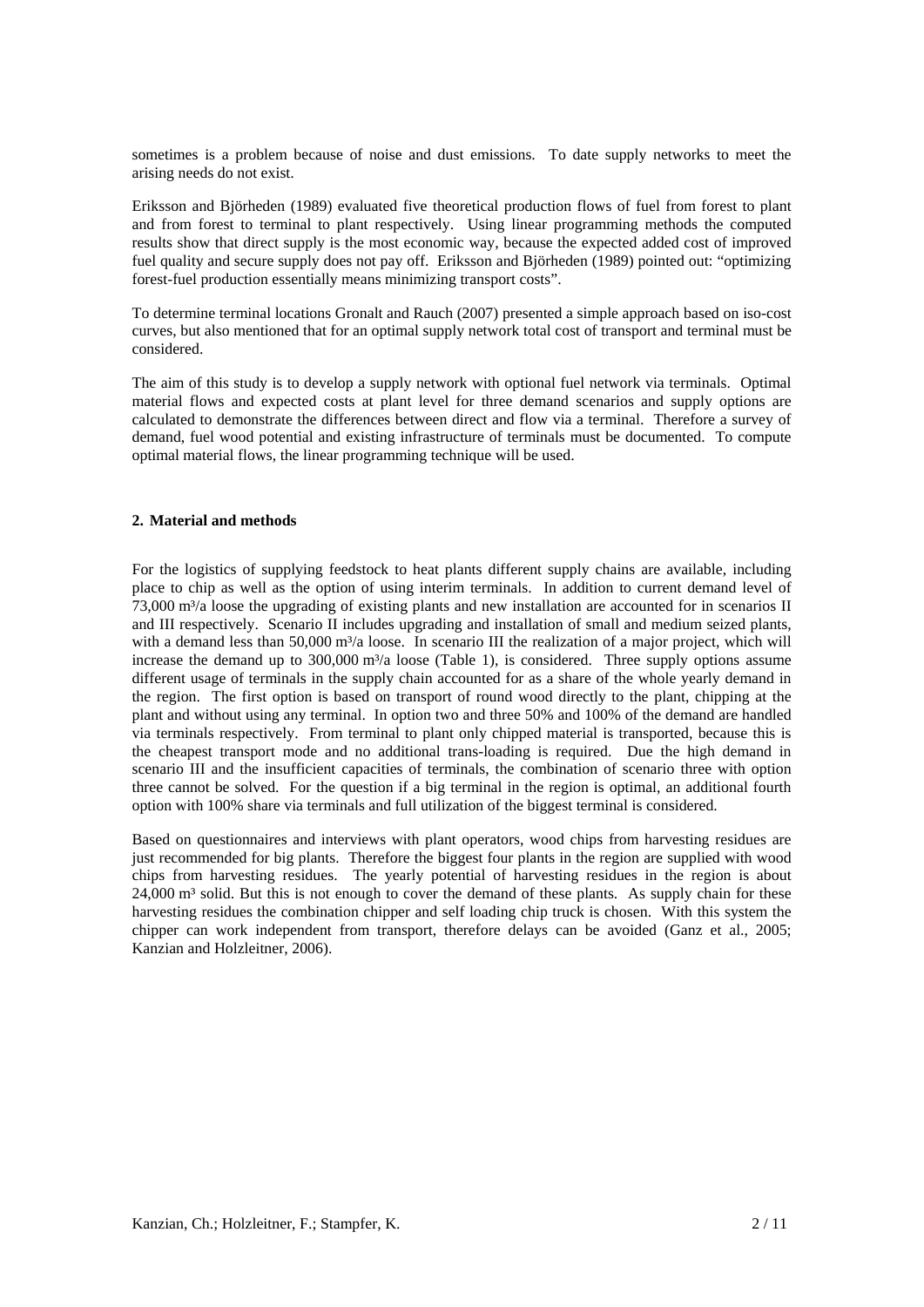sometimes is a problem because of noise and dust emissions. To date supply networks to meet the arising needs do not exist.

Eriksson and Björheden (1989) evaluated five theoretical production flows of fuel from forest to plant and from forest to terminal to plant respectively. Using linear programming methods the computed results show that direct supply is the most economic way, because the expected added cost of improved fuel quality and secure supply does not pay off. Eriksson and Björheden (1989) pointed out: "optimizing forest-fuel production essentially means minimizing transport costs".

To determine terminal locations Gronalt and Rauch (2007) presented a simple approach based on iso-cost curves, but also mentioned that for an optimal supply network total cost of transport and terminal must be considered.

The aim of this study is to develop a supply network with optional fuel network via terminals. Optimal material flows and expected costs at plant level for three demand scenarios and supply options are calculated to demonstrate the differences between direct and flow via a terminal. Therefore a survey of demand, fuel wood potential and existing infrastructure of terminals must be documented. To compute optimal material flows, the linear programming technique will be used.

## 2. Material and methods

For the logistics of supplying feedstock to heat plants different supply chains are available, including place to chip as well as the option of using interim terminals. In addition to current demand level of 73,000 m³/a loose the upgrading of existing plants and new installation are accounted for in scenarios II and III respectively. Scenario II includes upgrading and installation of small and medium seized plants, with a demand less than 50,000 m³/a loose. In scenario III the realization of a major project, which will increase the demand up to 300,000 m³/a loose (Table 1), is considered. Three supply options assume different usage of terminals in the supply chain accounted for as a share of the whole yearly demand in the region. The first option is based on transport of round wood directly to the plant, chipping at the plant and without using any terminal. In option two and three 50% and 100% of the demand are handled via terminals respectively. From terminal to plant only chipped material is transported, because this is the cheapest transport mode and no additional trans-loading is required. Due the high demand in scenario III and the insufficient capacities of terminals, the combination of scenario three with option three cannot be solved. For the question if a big terminal in the region is optimal, an additional fourth option with 100% share via terminals and full utilization of the biggest terminal is considered.

Based on questionnaires and interviews with plant operators, wood chips from harvesting residues are just recommended for big plants. Therefore the biggest four plants in the region are supplied with wood chips from harvesting residues. The yearly potential of harvesting residues in the region is about 24,000 m³ solid. But this is not enough to cover the demand of these plants. As supply chain for these harvesting residues the combination chipper and self loading chip truck is chosen. With this system the chipper can work independent from transport, therefore delays can be avoided (Ganz et al., 2005; Kanzian and Holzleitner, 2006).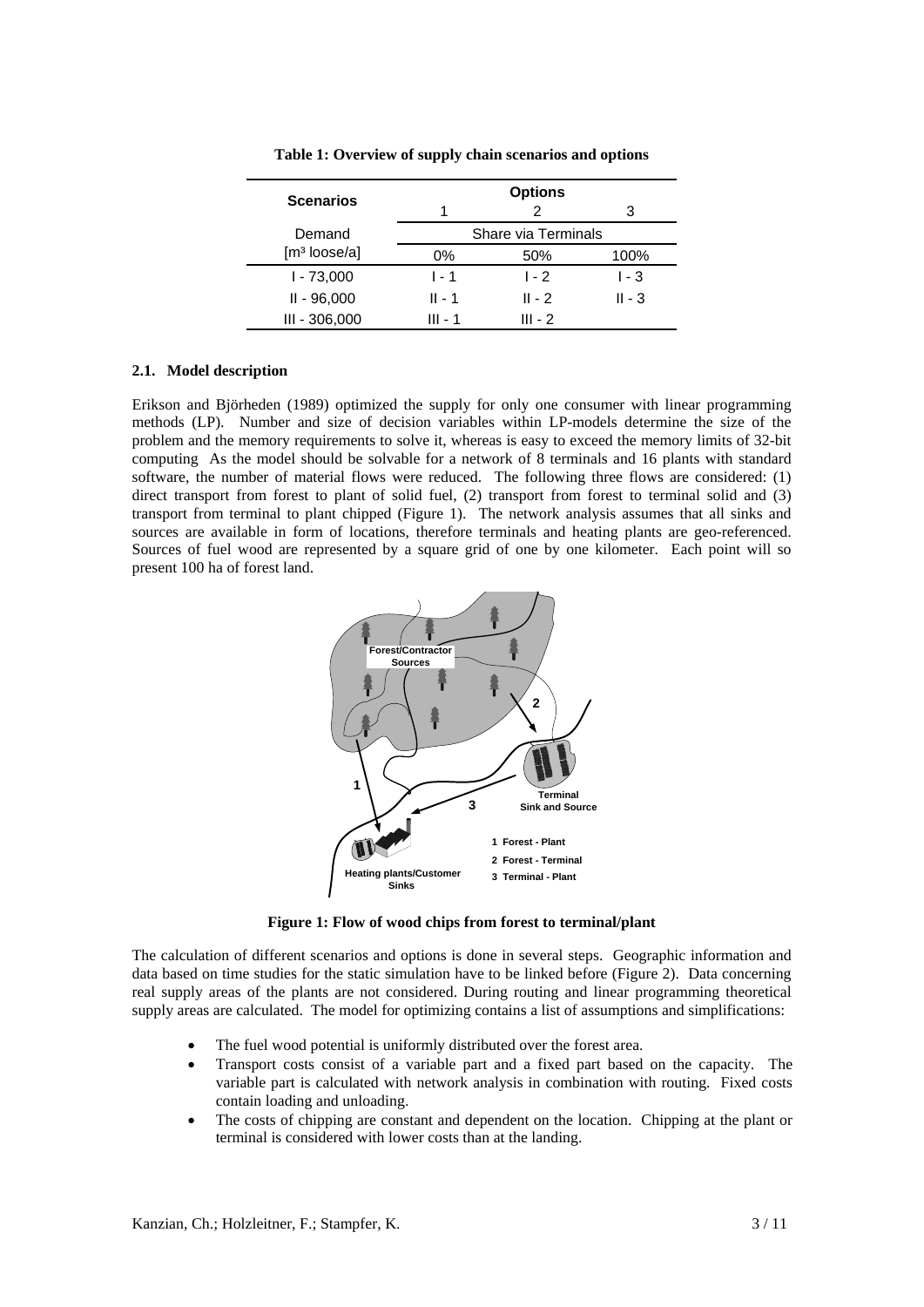**Table 1: Overview of supply chain scenarios and options**

| Scenarios | Options | | |
|---|---|---|---|
| | 1 | 2 | 3 |
| Demand | Share via Terminals | | |
| [m³ loose/a] | 0% | 50% | 100% |
| I - 73,000 | I - 1 | I - 2 | I - 3 |
| II - 96,000 | II - 1 | II - 2 | II - 3 |
| III - 306,000 | III - 1 | III - 2 | |

### 2.1. Model description

Erikson and Björheden (1989) optimized the supply for only one consumer with linear programming methods (LP). Number and size of decision variables within LP-models determine the size of the problem and the memory requirements to solve it, whereas is easy to exceed the memory limits of 32-bit computing As the model should be solvable for a network of 8 terminals and 16 plants with standard software, the number of material flows were reduced. The following three flows are considered: (1) direct transport from forest to plant of solid fuel, (2) transport from forest to terminal solid and (3) transport from terminal to plant chipped (Figure 1). The network analysis assumes that all sinks and sources are available in form of locations, therefore terminals and heating plants are geo-referenced. Sources of fuel wood are represented by a square grid of one by one kilometer. Each point will so present 100 ha of forest land.

**Figure 1: Flow of wood chips from forest to terminal/plant**

The calculation of different scenarios and options is done in several steps. Geographic information and data based on time studies for the static simulation have to be linked before (Figure 2). Data concerning real supply areas of the plants are not considered. During routing and linear programming theoretical supply areas are calculated. The model for optimizing contains a list of assumptions and simplifications:

- The fuel wood potential is uniformly distributed over the forest area.
- Transport costs consist of a variable part and a fixed part based on the capacity. The variable part is calculated with network analysis in combination with routing. Fixed costs contain loading and unloading.
- The costs of chipping are constant and dependent on the location. Chipping at the plant or terminal is considered with lower costs than at the landing.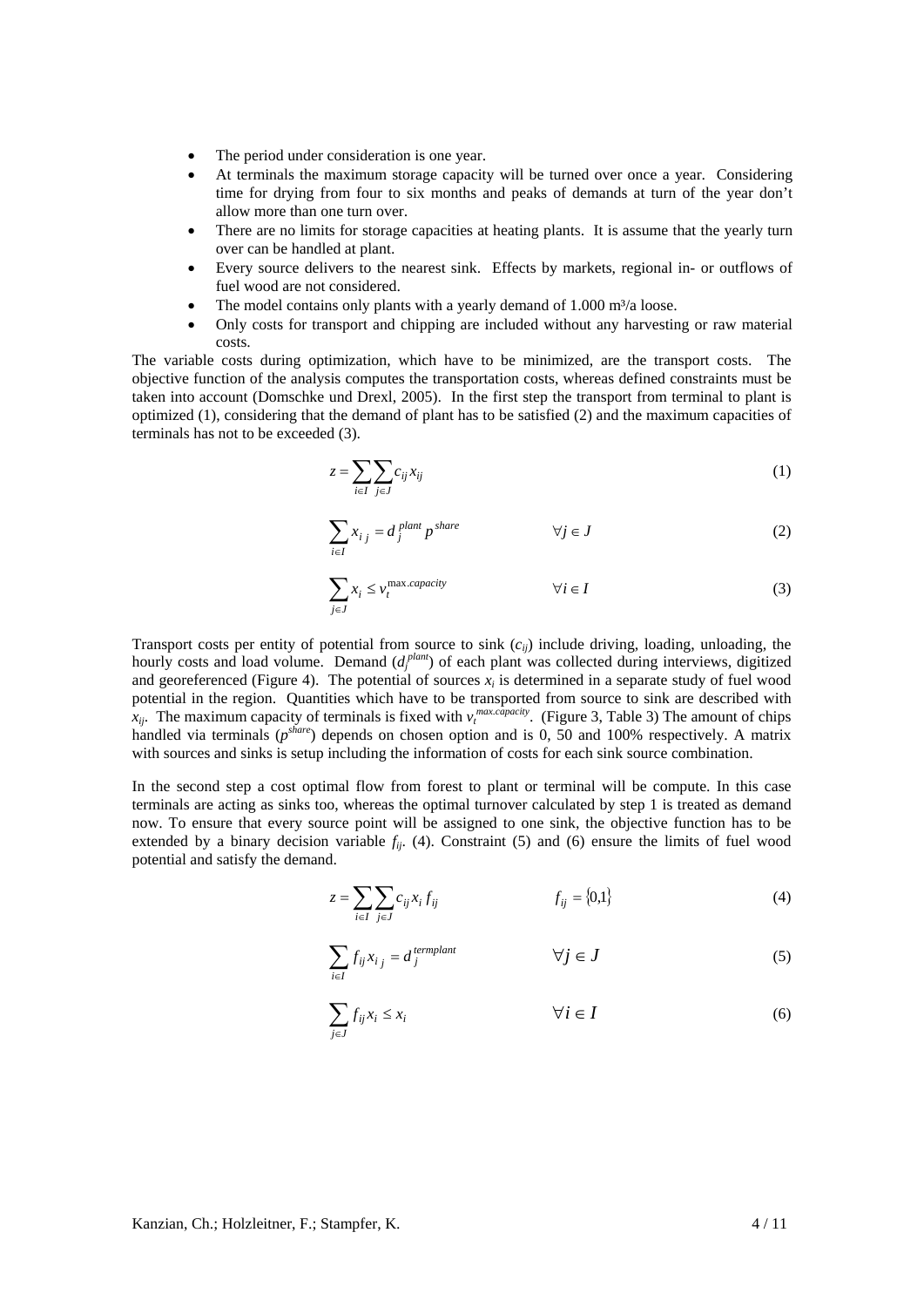- The period under consideration is one year.
- At terminals the maximum storage capacity will be turned over once a year. Considering time for drying from four to six months and peaks of demands at turn of the year don't allow more than one turn over.
- There are no limits for storage capacities at heating plants. It is assume that the yearly turn over can be handled at plant.
- Every source delivers to the nearest sink. Effects by markets, regional in- or outflows of fuel wood are not considered.
- The model contains only plants with a yearly demand of 1.000 m³/a loose.
- Only costs for transport and chipping are included without any harvesting or raw material costs.

The variable costs during optimization, which have to be minimized, are the transport costs. The objective function of the analysis computes the transportation costs, whereas defined constraints must be taken into account (Domschke und Drexl, 2005). In the first step the transport from terminal to plant is optimized (1), considering that the demand of plant has to be satisfied (2) and the maximum capacities of terminals has not to be exceeded (3).

$$z = \sum_{i \in I} \sum_{j \in J} c_{ij} x_{ij} \tag{1}$$

$$\sum_{i \in I} x_{ij} = d_j^{plant} p^{share} \qquad \forall j \in J \tag{2}$$

$$\sum_{j \in J} x_i \leq v_t^{\max.capacity} \qquad \forall i \in I \tag{3}$$

Transport costs per entity of potential from source to sink ($c_{ij}$) include driving, loading, unloading, the hourly costs and load volume. Demand ($d_j^{plant}$) of each plant was collected during interviews, digitized and georeferenced (Figure 4). The potential of sources $x_i$ is determined in a separate study of fuel wood potential in the region. Quantities which have to be transported from source to sink are described with $x_{ij}$. The maximum capacity of terminals is fixed with $v_t^{max.capacity}$. (Figure 3, Table 3) The amount of chips handled via terminals ($p^{share}$) depends on chosen option and is 0, 50 and 100% respectively. A matrix with sources and sinks is setup including the information of costs for each sink source combination.

In the second step a cost optimal flow from forest to plant or terminal will be compute. In this case terminals are acting as sinks too, whereas the optimal turnover calculated by step 1 is treated as demand now. To ensure that every source point will be assigned to one sink, the objective function has to be extended by a binary decision variable $f_{ij}$. (4). Constraint (5) and (6) ensure the limits of fuel wood potential and satisfy the demand.

$$z = \sum_{i \in I} \sum_{j \in J} c_{ij} x_i f_{ij} \qquad f_{ij} = \{0,1\} \tag{4}$$

$$\sum_{i \in I} f_{ij} x_{ij} = d_j^{termplant} \qquad \forall j \in J \tag{5}$$

$$\sum_{j \in J} f_{ij} x_i \leq x_i \qquad \forall i \in I \tag{6}$$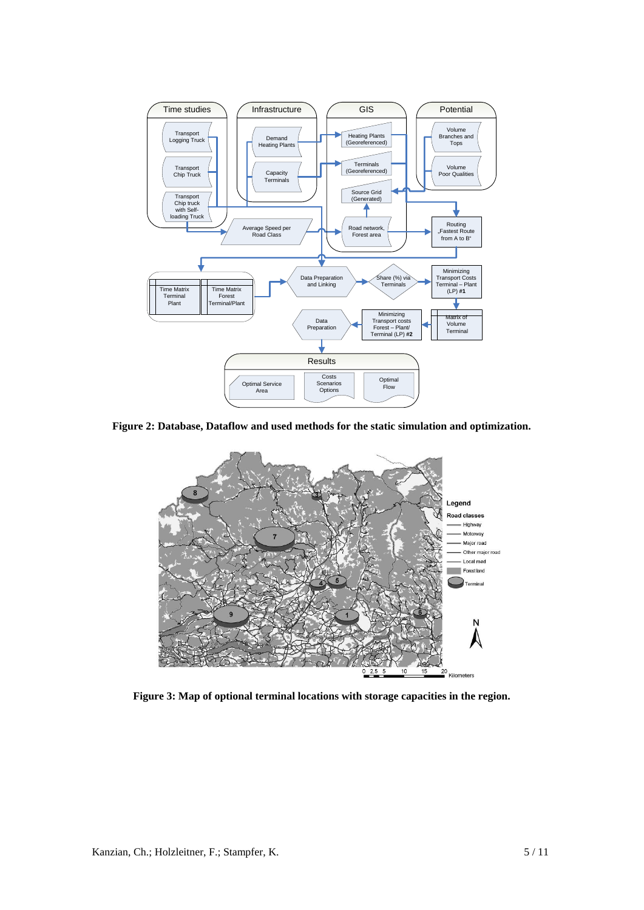**Figure 2: Database, Dataflow and used methods for the static simulation and optimization.**

**Figure 3: Map of optional terminal locations with storage capacities in the region.**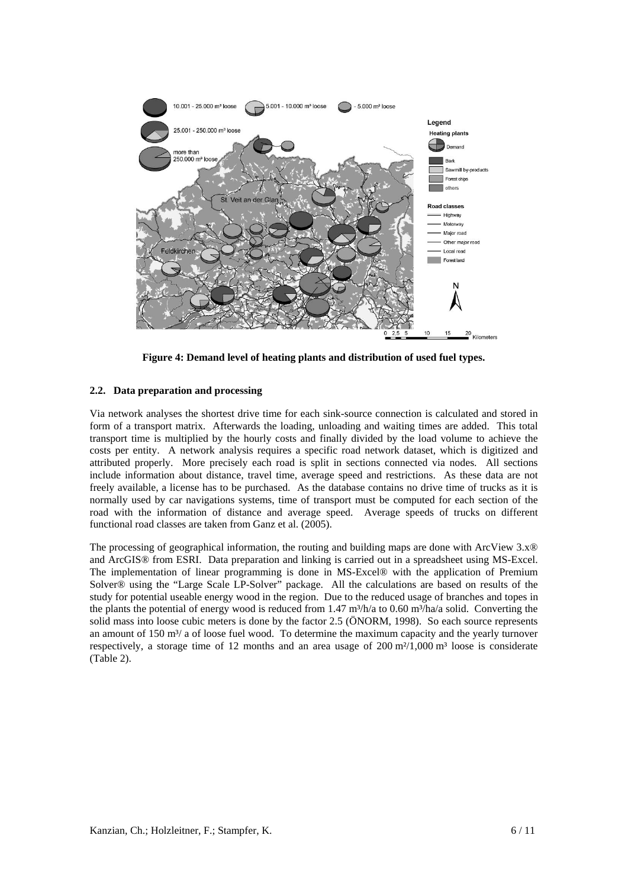**Figure 4: Demand level of heating plants and distribution of used fuel types.**

### 2.2. Data preparation and processing

Via network analyses the shortest drive time for each sink-source connection is calculated and stored in form of a transport matrix. Afterwards the loading, unloading and waiting times are added. This total transport time is multiplied by the hourly costs and finally divided by the load volume to achieve the costs per entity. A network analysis requires a specific road network dataset, which is digitized and attributed properly. More precisely each road is split in sections connected via nodes. All sections include information about distance, travel time, average speed and restrictions. As these data are not freely available, a license has to be purchased. As the database contains no drive time of trucks as it is normally used by car navigations systems, time of transport must be computed for each section of the road with the information of distance and average speed. Average speeds of trucks on different functional road classes are taken from Ganz et al. (2005).

The processing of geographical information, the routing and building maps are done with ArcView 3.x® and ArcGIS® from ESRI. Data preparation and linking is carried out in a spreadsheet using MS-Excel. The implementation of linear programming is done in MS-Excel® with the application of Premium Solver® using the "Large Scale LP-Solver" package. All the calculations are based on results of the study for potential useable energy wood in the region. Due to the reduced usage of branches and topes in the plants the potential of energy wood is reduced from 1.47 m³/h/a to 0.60 m³/ha/a solid. Converting the solid mass into loose cubic meters is done by the factor 2.5 (ÖNORM, 1998). So each source represents an amount of 150 m³/ a of loose fuel wood. To determine the maximum capacity and the yearly turnover respectively, a storage time of 12 months and an area usage of 200 m²/1,000 m³ loose is considerate (Table 2).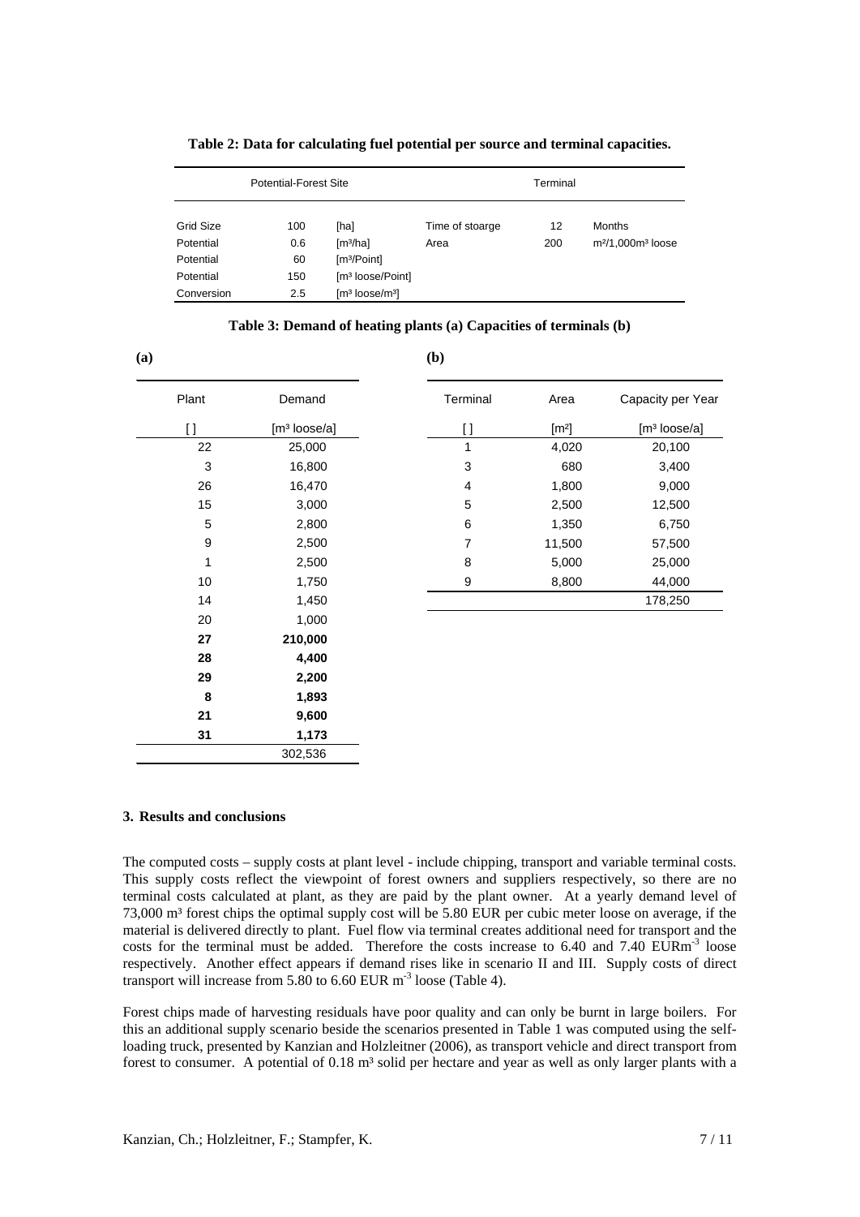**Table 2: Data for calculating fuel potential per source and terminal capacities.**

| Potential-Forest Site | | | Terminal | | |
|---|---|---|---|---|---|
| Grid Size | 100 | [ha] | Time of stoarge | 12 | Months |
| Potential | 0.6 | [m³/ha] | Area | 200 | m²/1,000m³ loose |
| Potential | 60 | [m³/Point] | | | |
| Potential | 150 | [m³ loose/Point] | | | |
| Conversion | 2.5 | [m³ loose/m³] | | | |

**Table 3: Demand of heating plants (a) Capacities of terminals (b)**

**(a)**

| Plant | Demand |
|---|---|
| [ ] | [m³ loose/a] |
| 22 | 25,000 |
| 3 | 16,800 |
| 26 | 16,470 |
| 15 | 3,000 |
| 5 | 2,800 |
| 9 | 2,500 |
| 1 | 2,500 |
| 10 | 1,750 |
| 14 | 1,450 |
| 20 | 1,000 |
| **27** | **210,000** |
| **28** | **4,400** |
| **29** | **2,200** |
| **8** | **1,893** |
| **21** | **9,600** |
| **31** | **1,173** |
| | 302,536 |

**(b)**

| Terminal | Area | Capacity per Year |
|---|---|---|
| [ ] | [m²] | [m³ loose/a] |
| 1 | 4,020 | 20,100 |
| 3 | 680 | 3,400 |
| 4 | 1,800 | 9,000 |
| 5 | 2,500 | 12,500 |
| 6 | 1,350 | 6,750 |
| 7 | 11,500 | 57,500 |
| 8 | 5,000 | 25,000 |
| 9 | 8,800 | 44,000 |
| | | 178,250 |

## 3. Results and conclusions

The computed costs – supply costs at plant level - include chipping, transport and variable terminal costs. This supply costs reflect the viewpoint of forest owners and suppliers respectively, so there are no terminal costs calculated at plant, as they are paid by the plant owner. At a yearly demand level of 73,000 m³ forest chips the optimal supply cost will be 5.80 EUR per cubic meter loose on average, if the material is delivered directly to plant. Fuel flow via terminal creates additional need for transport and the costs for the terminal must be added. Therefore the costs increase to 6.40 and 7.40 EURm$^{-3}$ loose respectively. Another effect appears if demand rises like in scenario II and III. Supply costs of direct transport will increase from 5.80 to 6.60 EUR m$^{-3}$ loose (Table 4).

Forest chips made of harvesting residuals have poor quality and can only be burnt in large boilers. For this an additional supply scenario beside the scenarios presented in Table 1 was computed using the self-loading truck, presented by Kanzian and Holzleitner (2006), as transport vehicle and direct transport from forest to consumer. A potential of 0.18 m³ solid per hectare and year as well as only larger plants with a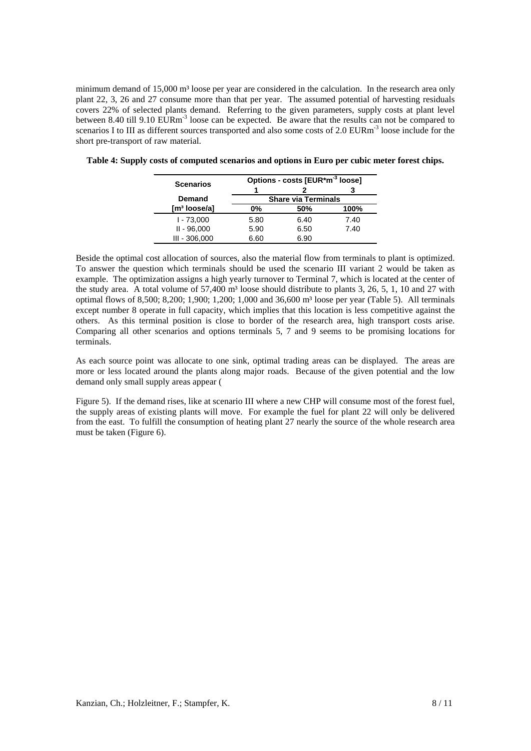minimum demand of 15,000 m³ loose per year are considered in the calculation. In the research area only plant 22, 3, 26 and 27 consume more than that per year. The assumed potential of harvesting residuals covers 22% of selected plants demand. Referring to the given parameters, supply costs at plant level between 8.40 till 9.10 EURm$^{-3}$ loose can be expected. Be aware that the results can not be compared to scenarios I to III as different sources transported and also some costs of 2.0 EURm$^{-3}$ loose include for the short pre-transport of raw material.

**Table 4: Supply costs of computed scenarios and options in Euro per cubic meter forest chips.**

| Scenarios | Options - costs [EUR*m$^{-3}$ loose] | | |
|---|---|---|---|
| | 1 | 2 | 3 |
| Demand | Share via Terminals | | |
| [m³ loose/a] | 0% | 50% | 100% |
| I - 73,000 | 5.80 | 6.40 | 7.40 |
| II - 96,000 | 5.90 | 6.50 | 7.40 |
| III - 306,000 | 6.60 | 6.90 | |

Beside the optimal cost allocation of sources, also the material flow from terminals to plant is optimized. To answer the question which terminals should be used the scenario III variant 2 would be taken as example. The optimization assigns a high yearly turnover to Terminal 7, which is located at the center of the study area. A total volume of 57,400 m³ loose should distribute to plants 3, 26, 5, 1, 10 and 27 with optimal flows of 8,500; 8,200; 1,900; 1,200; 1,000 and 36,600 m³ loose per year (Table 5). All terminals except number 8 operate in full capacity, which implies that this location is less competitive against the others. As this terminal position is close to border of the research area, high transport costs arise. Comparing all other scenarios and options terminals 5, 7 and 9 seems to be promising locations for terminals.

As each source point was allocate to one sink, optimal trading areas can be displayed. The areas are more or less located around the plants along major roads. Because of the given potential and the low demand only small supply areas appear (

Figure 5). If the demand rises, like at scenario III where a new CHP will consume most of the forest fuel, the supply areas of existing plants will move. For example the fuel for plant 22 will only be delivered from the east. To fulfill the consumption of heating plant 27 nearly the source of the whole research area must be taken (Figure 6).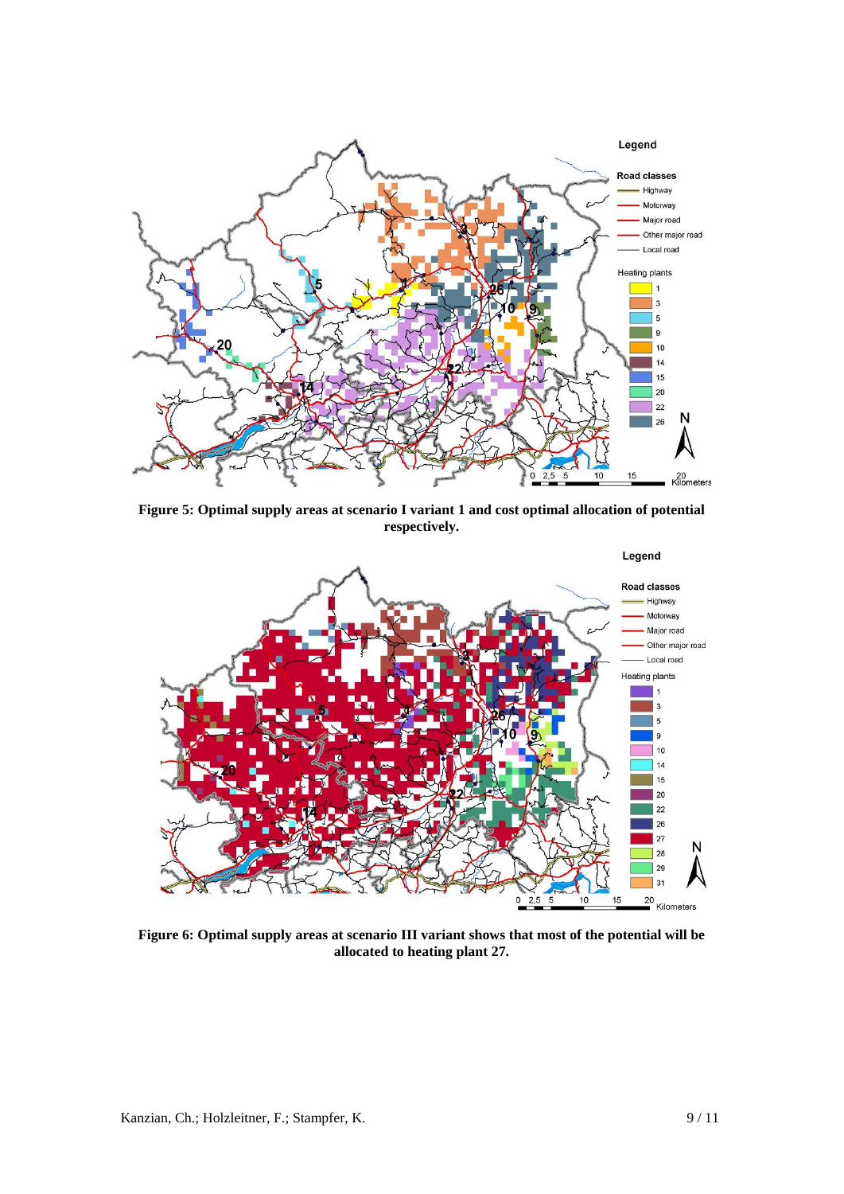**Figure 5: Optimal supply areas at scenario I variant 1 and cost optimal allocation of potential respectively.**

**Figure 6: Optimal supply areas at scenario III variant shows that most of the potential will be allocated to heating plant 27.**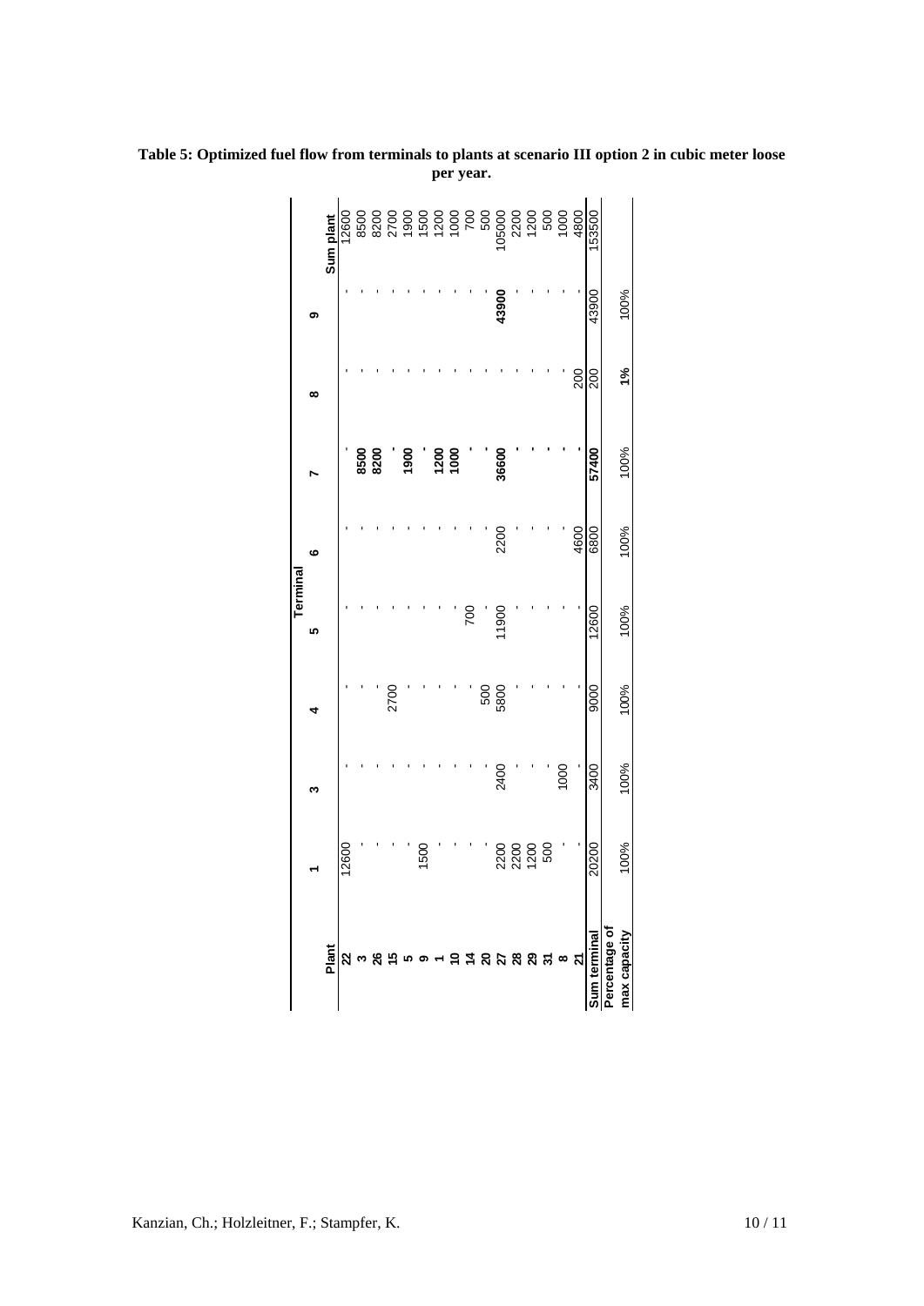**Table 5: Optimized fuel flow from terminals to plants at scenario III option 2 in cubic meter loose per year.**

| | Terminal | | | | | | | | |
|---|---|---|---|---|---|---|---|---|---|
| **Plant** | **1** | **3** | **4** | **5** | **6** | **7** | **8** | **9** | **Sum plant** |
| **22** | 12600 | - | - | - | - | - | - | - | 12600 |
| **3** | - | - | - | - | - | **8500** | - | - | 8500 |
| **26** | - | - | - | - | - | **8200** | - | - | 8200 |
| **15** | - | - | 2700 | - | - | - | - | - | 2700 |
| **5** | - | - | - | - | - | **1900** | - | - | 1900 |
| **9** | 1500 | - | - | - | - | - | - | - | 1500 |
| **1** | - | - | - | - | - | **1200** | - | - | 1200 |
| **10** | - | - | - | - | - | **1000** | - | - | 1000 |
| **14** | - | - | - | 700 | - | - | - | - | 700 |
| **20** | - | - | 500 | - | - | - | - | - | 500 |
| **27** | 2200 | 2400 | 5800 | 11900 | 2200 | **36600** | - | **43900** | 105000 |
| **28** | 2200 | - | - | - | - | - | - | - | 2200 |
| **29** | 1200 | - | - | - | - | - | - | - | 1200 |
| **31** | 500 | - | - | - | - | - | - | - | 500 |
| **8** | - | 1000 | - | - | - | - | - | - | 1000 |
| **21** | - | - | - | - | 4600 | - | 200 | - | 4800 |
| **Sum terminal** | 20200 | 3400 | 9000 | 12600 | 6800 | **57400** | 200 | 43900 | 153500 |
| **Percentage of max capacity** | 100% | 100% | 100% | 100% | 100% | 100% | **1%** | 100% | |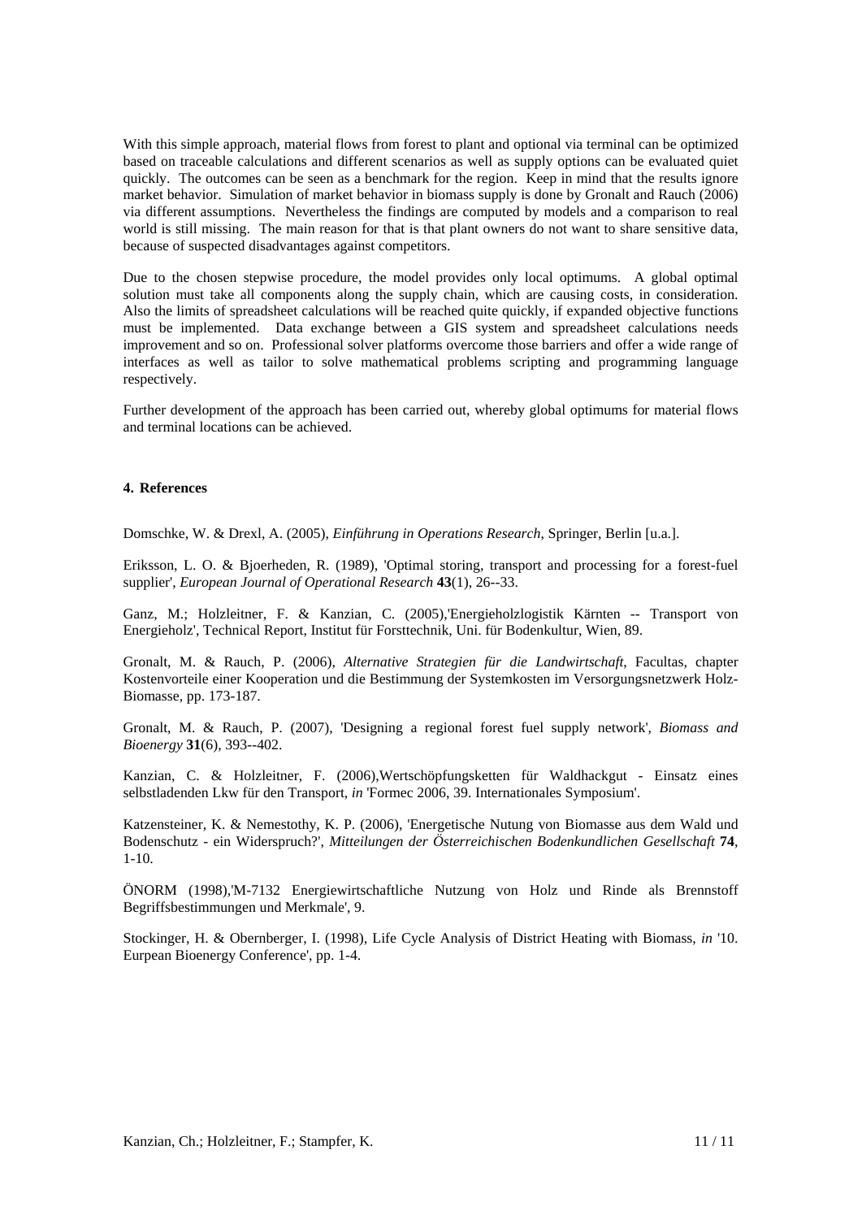With this simple approach, material flows from forest to plant and optional via terminal can be optimized based on traceable calculations and different scenarios as well as supply options can be evaluated quiet quickly. The outcomes can be seen as a benchmark for the region. Keep in mind that the results ignore market behavior. Simulation of market behavior in biomass supply is done by Gronalt and Rauch (2006) via different assumptions. Nevertheless the findings are computed by models and a comparison to real world is still missing. The main reason for that is that plant owners do not want to share sensitive data, because of suspected disadvantages against competitors.

Due to the chosen stepwise procedure, the model provides only local optimums. A global optimal solution must take all components along the supply chain, which are causing costs, in consideration. Also the limits of spreadsheet calculations will be reached quite quickly, if expanded objective functions must be implemented. Data exchange between a GIS system and spreadsheet calculations needs improvement and so on. Professional solver platforms overcome those barriers and offer a wide range of interfaces as well as tailor to solve mathematical problems scripting and programming language respectively.

Further development of the approach has been carried out, whereby global optimums for material flows and terminal locations can be achieved.

## 4. References

Domschke, W. & Drexl, A. (2005), *Einführung in Operations Research*, Springer, Berlin [u.a.].

Eriksson, L. O. & Bjoerheden, R. (1989), 'Optimal storing, transport and processing for a forest-fuel supplier', *European Journal of Operational Research* **43**(1), 26--33.

Ganz, M.; Holzleitner, F. & Kanzian, C. (2005),'Energieholzlogistik Kärnten -- Transport von Energieholz', Technical Report, Institut für Forsttechnik, Uni. für Bodenkultur, Wien, 89.

Gronalt, M. & Rauch, P. (2006), *Alternative Strategien für die Landwirtschaft*, Facultas, chapter Kostenvorteile einer Kooperation und die Bestimmung der Systemkosten im Versorgungsnetzwerk Holz-Biomasse, pp. 173-187.

Gronalt, M. & Rauch, P. (2007), 'Designing a regional forest fuel supply network', *Biomass and Bioenergy* **31**(6), 393--402.

Kanzian, C. & Holzleitner, F. (2006),Wertschöpfungsketten für Waldhackgut - Einsatz eines selbstladenden Lkw für den Transport, *in* 'Formec 2006, 39. Internationales Symposium'.

Katzensteiner, K. & Nemestothy, K. P. (2006), 'Energetische Nutung von Biomasse aus dem Wald und Bodenschutz - ein Widerspruch?', *Mitteilungen der Österreichischen Bodenkundlichen Gesellschaft* **74**, 1-10.

ÖNORM (1998),'M-7132 Energiewirtschaftliche Nutzung von Holz und Rinde als Brennstoff Begriffsbestimmungen und Merkmale', 9.

Stockinger, H. & Obernberger, I. (1998), Life Cycle Analysis of District Heating with Biomass, *in* '10. Eurpean Bioenergy Conference', pp. 1-4.